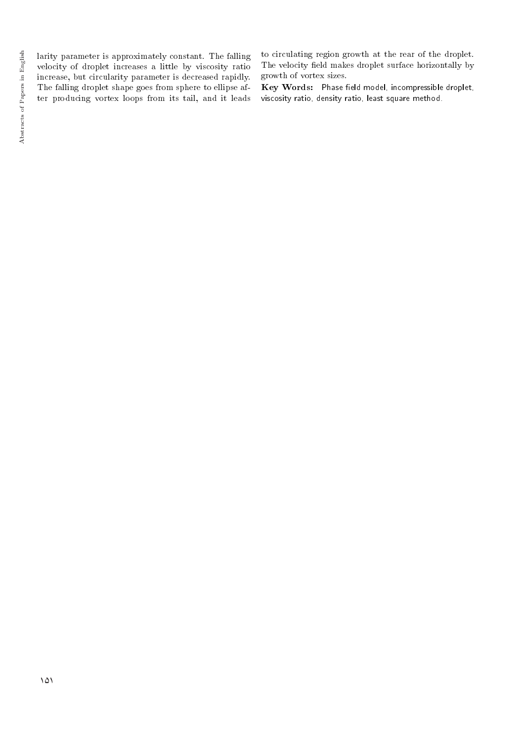larity parameter is approximately constant. The falling velocity of droplet increases a little by viscosity ratio increase, but circularity parameter is decreased rapidly. The falling droplet shape goes from sphere to ellipse after producing vortex loops from its tail, and it leads to circulating region growth at the rear of the droplet. The velocity field makes droplet surface horizontally by growth of vortex sizes.

**Key Words:** Phase field model, incompressible droplet, viscosity ratio, density ratio, least square method.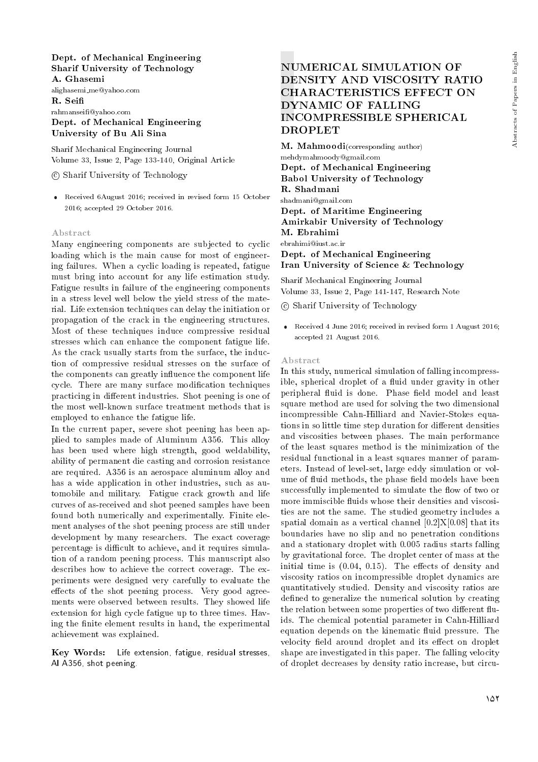Dept. of Mechanical Engineering
**Sharif University of Technology**
**A. Ghasemi**
alighasemi_me@yahoo.com
**R. Seifi**
rahmanseifi@yahoo.com
**Dept. of Mechanical Engineering**
**University of Bu Ali Sina**

Sharif Mechanical Engineering Journal
Volume 33, Issue 2, Page 133-140, Original Article

© Sharif University of Technology

- Received 6August 2016; received in revised form 15 October 2016; accepted 29 October 2016.

### Abstract

Many engineering components are subjected to cyclic loading which is the main cause for most of engineering failures. When a cyclic loading is repeated, fatigue must bring into account for any life estimation study. Fatigue results in failure of the engineering components in a stress level well below the yield stress of the material. Life extension techniques can delay the initiation or propagation of the crack in the engineering structures. Most of these techniques induce compressive residual stresses which can enhance the component fatigue life. As the crack usually starts from the surface, the induction of compressive residual stresses on the surface of the components can greatly influence the component life cycle. There are many surface modification techniques practicing in different industries. Shot peening is one of the most well-known surface treatment methods that is employed to enhance the fatigue life.

In the current paper, severe shot peening has been applied to samples made of Aluminum A356. This alloy has been used where high strength, good weldability, ability of permanent die casting and corrosion resistance are required. A356 is an aerospace aluminum alloy and has a wide application in other industries, such as automobile and military. Fatigue crack growth and life curves of as-received and shot peened samples have been found both numerically and experimentally. Finite element analyses of the shot peening process are still under development by many researchers. The exact coverage percentage is difficult to achieve, and it requires simulation of a random peening process. This manuscript also describes how to achieve the correct coverage. The experiments were designed very carefully to evaluate the effects of the shot peening process. Very good agreements were observed between results. They showed life extension for high cycle fatigue up to three times. Having the finite element results in hand, the experimental achievement was explained.

**Key Words:** Life extension, fatigue, residual stresses, Al A356, shot peening.

## NUMERICAL SIMULATION OF DENSITY AND VISCOSITY RATIO CHARACTERISTICS EFFECT ON DYNAMIC OF FALLING INCOMPRESSIBLE SPHERICAL DROPLET

**M. Mahmoodi**(corresponding author)
mehdymahmoody@gmail.com
**Dept. of Mechanical Engineering**
**Babol University of Technology**
**R. Shadmani**
shadmani@gmail.com
**Dept. of Maritime Engineering**
**Amirkabir University of Technology**
**M. Ebrahimi**
ebrahimi@iust.ac.ir
**Dept. of Mechanical Engineering**
**Iran University of Science & Technology**

Sharif Mechanical Engineering Journal
Volume 33, Issue 2, Page 141-147, Research Note

© Sharif University of Technology

- Received 4 June 2016; received in revised form 1 August 2016; accepted 21 August 2016.

### Abstract

In this study, numerical simulation of falling incompressible, spherical droplet of a fluid under gravity in other peripheral fluid is done. Phase field model and least square method are used for solving the two dimensional incompressible Cahn-Hilliard and Navier-Stokes equations in so little time step duration for different densities and viscosities between phases. The main performance of the least squares method is the minimization of the residual functional in a least squares manner of parameters. Instead of level-set, large eddy simulation or volume of fluid methods, the phase field models have been successfully implemented to simulate the flow of two or more immiscible fluids whose their densities and viscosities are not the same. The studied geometry includes a spatial domain as a vertical channel [0.2]X[0.08] that its boundaries have no slip and no penetration conditions and a stationary droplet with 0.005 radius starts falling by gravitational force. The droplet center of mass at the initial time is (0.04, 0.15). The effects of density and viscosity ratios on incompressible droplet dynamics are quantitatively studied. Density and viscosity ratios are defined to generalize the numerical solution by creating the relation between some properties of two different fluids. The chemical potential parameter in Cahn-Hilliard equation depends on the kinematic fluid pressure. The velocity field around droplet and its effect on droplet shape are investigated in this paper. The falling velocity of droplet decreases by density ratio increase, but circu-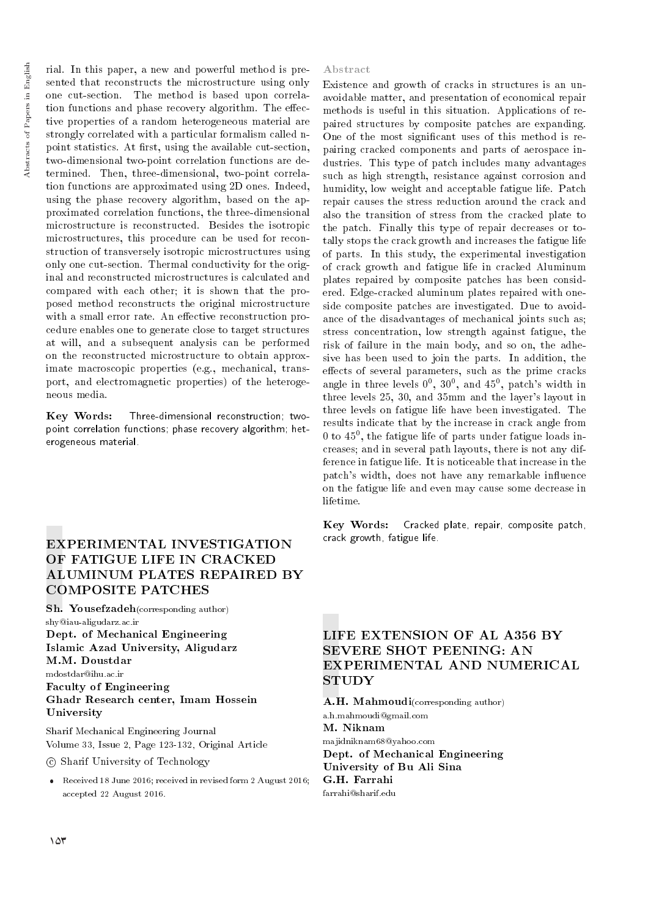rial. In this paper, a new and powerful method is presented that reconstructs the microstructure using only one cut-section. The method is based upon correlation functions and phase recovery algorithm. The effective properties of a random heterogeneous material are strongly correlated with a particular formalism called n-point statistics. At first, using the available cut-section, two-dimensional two-point correlation functions are determined. Then, three-dimensional, two-point correlation functions are approximated using 2D ones. Indeed, using the phase recovery algorithm, based on the approximated correlation functions, the three-dimensional microstructure is reconstructed. Besides the isotropic microstructures, this procedure can be used for reconstruction of transversely isotropic microstructures using only one cut-section. Thermal conductivity for the original and reconstructed microstructures is calculated and compared with each other; it is shown that the proposed method reconstructs the original microstructure with a small error rate. An effective reconstruction procedure enables one to generate close to target structures at will, and a subsequent analysis can be performed on the reconstructed microstructure to obtain approximate macroscopic properties (e.g., mechanical, transport, and electromagnetic properties) of the heterogeneous media.

**Key Words:** Three-dimensional reconstruction; two-point correlation functions; phase recovery algorithm; heterogeneous material.

## EXPERIMENTAL INVESTIGATION OF FATIGUE LIFE IN CRACKED ALUMINUM PLATES REPAIRED BY COMPOSITE PATCHES

**Sh. Yousefzadeh**(corresponding author)
shy@iau-aligudarz.ac.ir
**Dept. of Mechanical Engineering**
**Islamic Azad University, Aligudarz**
**M.M. Doustdar**
mdostdar@ihu.ac.ir
**Faculty of Engineering**
**Ghadr Research center, Imam Hossein University**

Sharif Mechanical Engineering Journal
Volume 33, Issue 2, Page 123-132, Original Article

© Sharif University of Technology

- Received 18 June 2016; received in revised form 2 August 2016; accepted 22 August 2016.

### Abstract

Existence and growth of cracks in structures is an unavoidable matter, and presentation of economical repair methods is useful in this situation. Applications of repaired structures by composite patches are expanding. One of the most significant uses of this method is repairing cracked components and parts of aerospace industries. This type of patch includes many advantages such as high strength, resistance against corrosion and humidity, low weight and acceptable fatigue life. Patch repair causes the stress reduction around the crack and also the transition of stress from the cracked plate to the patch. Finally this type of repair decreases or totally stops the crack growth and increases the fatigue life of parts. In this study, the experimental investigation of crack growth and fatigue life in cracked Aluminum plates repaired by composite patches has been considered. Edge-cracked aluminum plates repaired with one-side composite patches are investigated. Due to avoidance of the disadvantages of mechanical joints such as; stress concentration, low strength against fatigue, the risk of failure in the main body, and so on, the adhesive has been used to join the parts. In addition, the effects of several parameters, such as the prime cracks angle in three levels $0^0$, $30^0$, and $45^0$, patch's width in three levels 25, 30, and 35mm and the layer's layout in three levels on fatigue life have been investigated. The results indicate that by the increase in crack angle from 0 to $45^0$, the fatigue life of parts under fatigue loads increases; and in several path layouts, there is not any difference in fatigue life. It is noticeable that increase in the patch's width, does not have any remarkable influence on the fatigue life and even may cause some decrease in lifetime.

**Key Words:** Cracked plate, repair, composite patch, crack growth, fatigue life.

## LIFE EXTENSION OF AL A356 BY SEVERE SHOT PEENING: AN EXPERIMENTAL AND NUMERICAL STUDY

**A.H. Mahmoudi**(corresponding author)
a.h.mahmoudi@gmail.com
**M. Niknam**
majidniknam68@yahoo.com
**Dept. of Mechanical Engineering**
**University of Bu Ali Sina**
**G.H. Farrahi**
farrahi@sharif.edu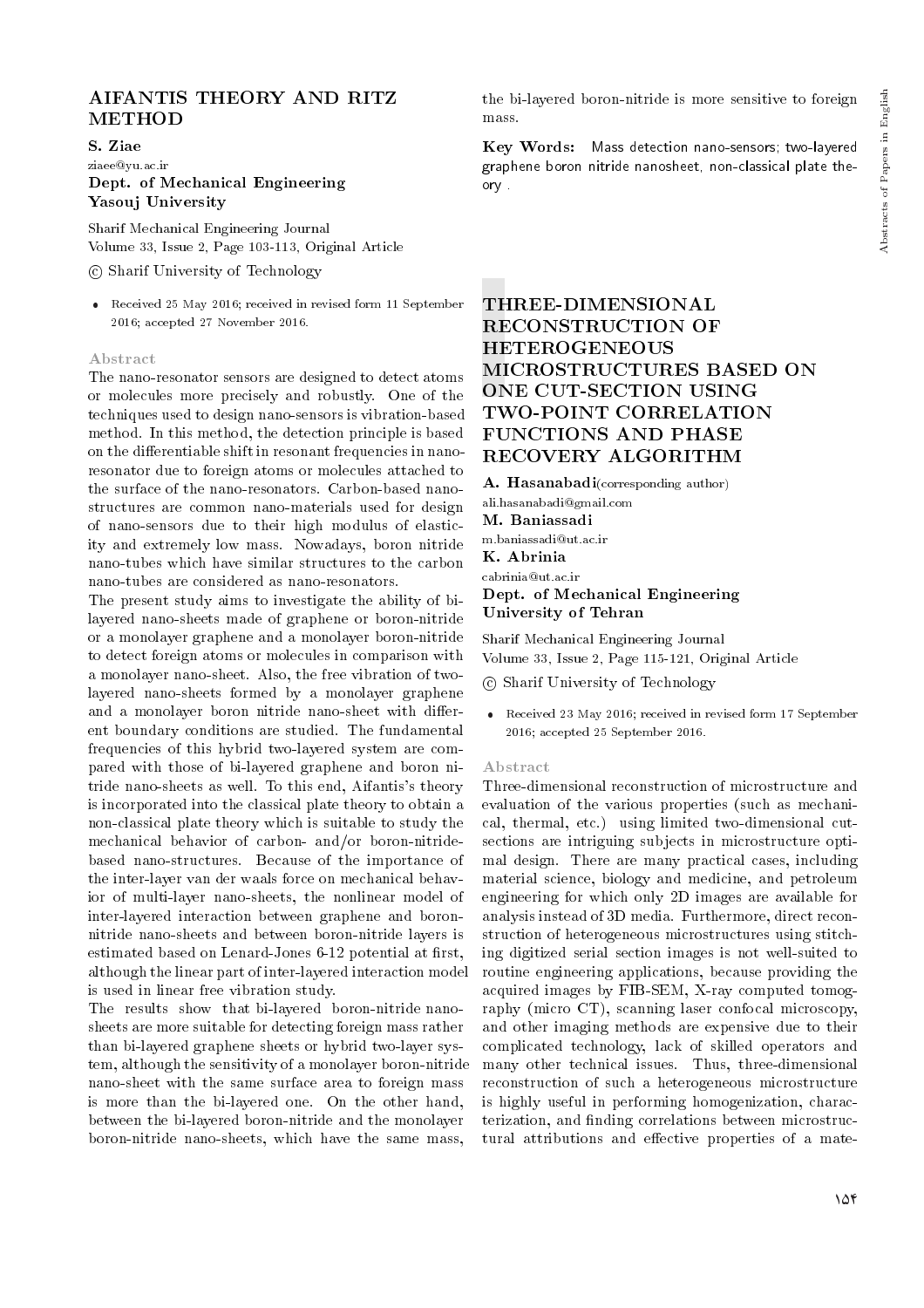## AIFANTIS THEORY AND RITZ METHOD

**S. Ziae**
ziaee@yu.ac.ir
**Dept. of Mechanical Engineering**
**Yasouj University**

Sharif Mechanical Engineering Journal
Volume 33, Issue 2, Page 103-113, Original Article
© Sharif University of Technology

- Received 25 May 2016; received in revised form 11 September 2016; accepted 27 November 2016.

### Abstract

The nano-resonator sensors are designed to detect atoms or molecules more precisely and robustly. One of the techniques used to design nano-sensors is vibration-based method. In this method, the detection principle is based on the differentiable shift in resonant frequencies in nano-resonator due to foreign atoms or molecules attached to the surface of the nano-resonators. Carbon-based nano-structures are common nano-materials used for design of nano-sensors due to their high modulus of elasticity and extremely low mass. Nowadays, boron nitride nano-tubes which have similar structures to the carbon nano-tubes are considered as nano-resonators.

The present study aims to investigate the ability of bi-layered nano-sheets made of graphene or boron-nitride or a monolayer graphene and a monolayer boron-nitride to detect foreign atoms or molecules in comparison with a monolayer nano-sheet. Also, the free vibration of two-layered nano-sheets formed by a monolayer graphene and a monolayer boron nitride nano-sheet with different boundary conditions are studied. The fundamental frequencies of this hybrid two-layered system are compared with those of bi-layered graphene and boron nitride nano-sheets as well. To this end, Aifantis's theory is incorporated into the classical plate theory to obtain a non-classical plate theory which is suitable to study the mechanical behavior of carbon- and/or boron-nitride-based nano-structures. Because of the importance of the inter-layer van der waals force on mechanical behavior of multi-layer nano-sheets, the nonlinear model of inter-layered interaction between graphene and boron-nitride nano-sheets and between boron-nitride layers is estimated based on Lenard-Jones 6-12 potential at first, although the linear part of inter-layered interaction model is used in linear free vibration study.

The results show that bi-layered boron-nitride nano-sheets are more suitable for detecting foreign mass rather than bi-layered graphene sheets or hybrid two-layer system, although the sensitivity of a monolayer boron-nitride nano-sheet with the same surface area to foreign mass is more than the bi-layered one. On the other hand, between the bi-layered boron-nitride and the monolayer boron-nitride nano-sheets, which have the same mass, the bi-layered boron-nitride is more sensitive to foreign mass.

**Key Words:** Mass detection nano-sensors; two-layered graphene boron nitride nanosheet, non-classical plate theory .

## THREE-DIMENSIONAL RECONSTRUCTION OF HETEROGENEOUS MICROSTRUCTURES BASED ON ONE CUT-SECTION USING TWO-POINT CORRELATION FUNCTIONS AND PHASE RECOVERY ALGORITHM

**A. Hasanabadi**(corresponding author)
ali.hasanabadi@gmail.com
**M. Baniassadi**
m.baniassadi@ut.ac.ir
**K. Abrinia**
cabrinia@ut.ac.ir
**Dept. of Mechanical Engineering**
**University of Tehran**

Sharif Mechanical Engineering Journal
Volume 33, Issue 2, Page 115-121, Original Article
© Sharif University of Technology

- Received 23 May 2016; received in revised form 17 September 2016; accepted 25 September 2016.

### Abstract

Three-dimensional reconstruction of microstructure and evaluation of the various properties (such as mechanical, thermal, etc.) using limited two-dimensional cut-sections are intriguing subjects in microstructure optimal design. There are many practical cases, including material science, biology and medicine, and petroleum engineering for which only 2D images are available for analysis instead of 3D media. Furthermore, direct reconstruction of heterogeneous microstructures using stitching digitized serial section images is not well-suited to routine engineering applications, because providing the acquired images by FIB-SEM, X-ray computed tomography (micro CT), scanning laser confocal microscopy, and other imaging methods are expensive due to their complicated technology, lack of skilled operators and many other technical issues. Thus, three-dimensional reconstruction of such a heterogeneous microstructure is highly useful in performing homogenization, characterization, and finding correlations between microstructural attributions and effective properties of a mate-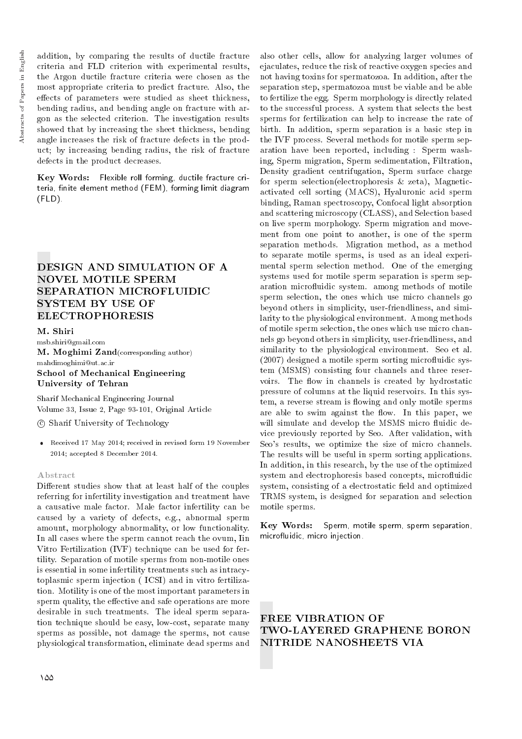addition, by comparing the results of ductile fracture criteria and FLD criterion with experimental results, the Argon ductile fracture criteria were chosen as the most appropriate criteria to predict fracture. Also, the effects of parameters were studied as sheet thickness, bending radius, and bending angle on fracture with argon as the selected criterion. The investigation results showed that by increasing the sheet thickness, bending angle increases the risk of fracture defects in the product; by increasing bending radius, the risk of fracture defects in the product decreases.

**Key Words:** Flexible roll forming, ductile fracture criteria, finite element method (FEM), forming limit diagram (FLD).

# DESIGN AND SIMULATION OF A NOVEL MOTILE SPERM SEPARATION MICROFLUIDIC SYSTEM BY USE OF ELECTROPHORESIS

**M. Shiri**
msb.shiri@gmail.com
**M. Moghimi Zand**(corresponding author)
mahdimoghimi@ut.ac.ir
**School of Mechanical Engineering**
**University of Tehran**

Sharif Mechanical Engineering Journal
Volume 33, Issue 2, Page 93-101, Original Article
© Sharif University of Technology

- Received 17 May 2014; received in revised form 19 November 2014; accepted 8 December 2014.

### Abstract

Different studies show that at least half of the couples referring for infertility investigation and treatment have a causative male factor. Male factor infertility can be caused by a variety of defects, e.g., abnormal sperm amount, morphology abnormality, or low functionality. In all cases where the sperm cannot reach the ovum, Iin Vitro Fertilization (IVF) technique can be used for fertility. Separation of motile sperms from non-motile ones is essential in some infertility treatments such as intracytoplasmic sperm injection ( ICSI) and in vitro fertilization. Motility is one of the most important parameters in sperm quality, the effective and safe operations are more desirable in such treatments. The ideal sperm separation technique should be easy, low-cost, separate many sperms as possible, not damage the sperms, not cause physiological transformation, eliminate dead sperms and also other cells, allow for analyzing larger volumes of ejaculates, reduce the risk of reactive oxygen species and not having toxins for spermatozoa. In addition, after the separation step, spermatozoa must be viable and be able to fertilize the egg. Sperm morphology is directly related to the successful process. A system that selects the best sperms for fertilization can help to increase the rate of birth. In addition, sperm separation is a basic step in the IVF process. Several methods for motile sperm separation have been reported, including : Sperm washing, Sperm migration, Sperm sedimentation, Filtration, Density gradient centrifugation, Sperm surface charge for sperm selection(electrophoresis & zeta), Magnetic-activated cell sorting (MACS), Hyaluronic acid sperm binding, Raman spectroscopy, Confocal light absorption and scattering microscopy (CLASS), and Selection based on live sperm morphology. Sperm migration and movement from one point to another, is one of the sperm separation methods. Migration method, as a method to separate motile sperms, is used as an ideal experimental sperm selection method. One of the emerging systems used for motile sperm separation is sperm separation microfluidic system. among methods of motile sperm selection, the ones which use micro channels go beyond others in simplicity, user-friendliness, and similarity to the physiological environment. Among methods of motile sperm selection, the ones which use micro channels go beyond others in simplicity, user-friendliness, and similarity to the physiological environment. Seo et al. (2007) designed a motile sperm sorting microfluidic system (MSMS) consisting four channels and three reservoirs. The flow in channels is created by hydrostatic pressure of columns at the liquid reservoirs. In this system, a reverse stream is flowing and only motile sperms are able to swim against the flow. In this paper, we will simulate and develop the MSMS micro fluidic device previously reported by Seo. After validation, with Seo's results, we optimize the size of micro channels. The results will be useful in sperm sorting applications. In addition, in this research, by the use of the optimized system and electrophoresis based concepts, microfluidic system, consisting of a electrostatic field and optimized TRMS system, is designed for separation and selection motile sperms.

**Key Words:** Sperm, motile sperm, sperm separation, microfluidic, micro injection.

# FREE VIBRATION OF TWO-LAYERED GRAPHENE BORON NITRIDE NANOSHEETS VIA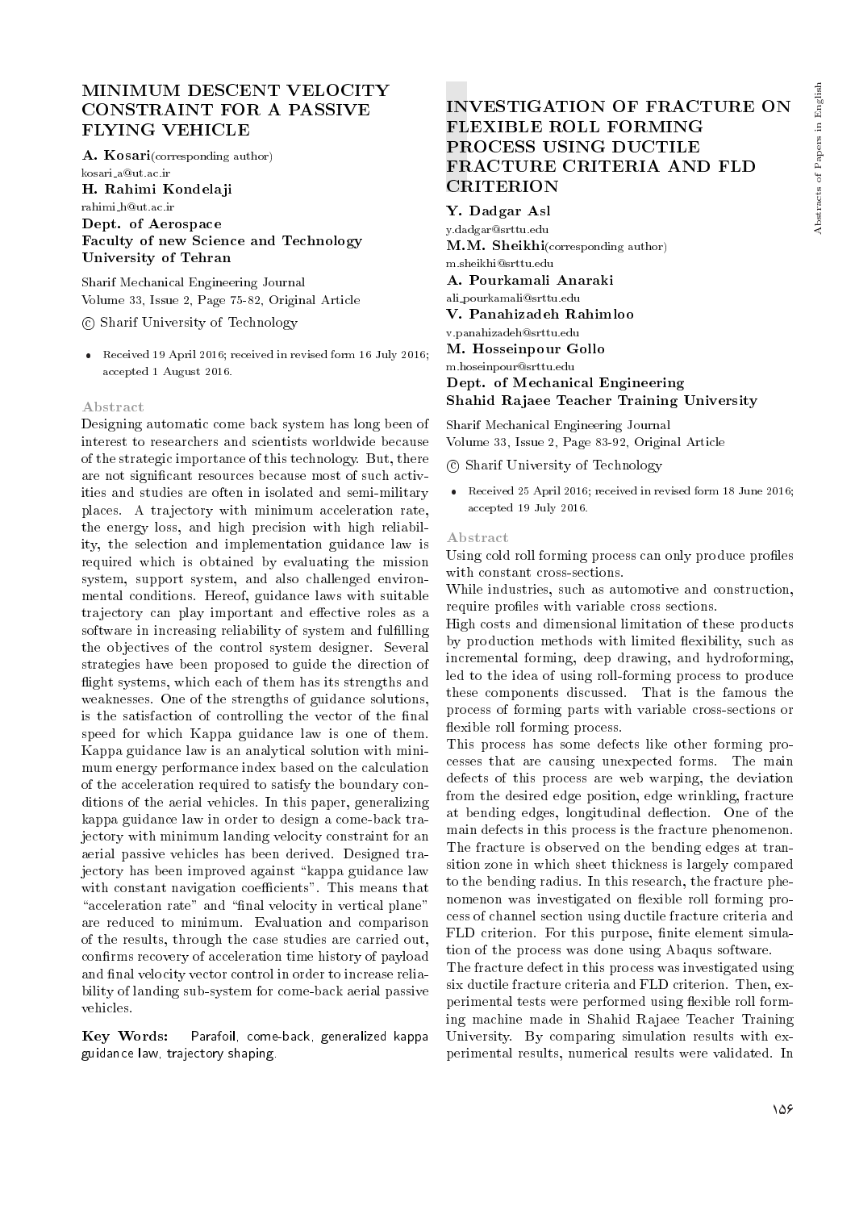# MINIMUM DESCENT VELOCITY CONSTRAINT FOR A PASSIVE FLYING VEHICLE

**A. Kosari**(corresponding author)
kosari_a@ut.ac.ir
**H. Rahimi Kondelaji**
rahimi_h@ut.ac.ir
**Dept. of Aerospace**
**Faculty of new Science and Technology**
**University of Tehran**

Sharif Mechanical Engineering Journal
Volume 33, Issue 2, Page 75-82, Original Article

© Sharif University of Technology

- Received 19 April 2016; received in revised form 16 July 2016; accepted 1 August 2016.

### Abstract

Designing automatic come back system has long been of interest to researchers and scientists worldwide because of the strategic importance of this technology. But, there are not significant resources because most of such activities and studies are often in isolated and semi-military places. A trajectory with minimum acceleration rate, the energy loss, and high precision with high reliability, the selection and implementation guidance law is required which is obtained by evaluating the mission system, support system, and also challenged environmental conditions. Hereof, guidance laws with suitable trajectory can play important and effective roles as a software in increasing reliability of system and fulfilling the objectives of the control system designer. Several strategies have been proposed to guide the direction of flight systems, which each of them has its strengths and weaknesses. One of the strengths of guidance solutions, is the satisfaction of controlling the vector of the final speed for which Kappa guidance law is one of them. Kappa guidance law is an analytical solution with minimum energy performance index based on the calculation of the acceleration required to satisfy the boundary conditions of the aerial vehicles. In this paper, generalizing kappa guidance law in order to design a come-back trajectory with minimum landing velocity constraint for an aerial passive vehicles has been derived. Designed trajectory has been improved against "kappa guidance law with constant navigation coefficients". This means that "acceleration rate" and "final velocity in vertical plane" are reduced to minimum. Evaluation and comparison of the results, through the case studies are carried out, confirms recovery of acceleration time history of payload and final velocity vector control in order to increase reliability of landing sub-system for come-back aerial passive vehicles.

**Key Words:** Parafoil, come-back, generalized kappa guidance law, trajectory shaping.

# INVESTIGATION OF FRACTURE ON FLEXIBLE ROLL FORMING PROCESS USING DUCTILE FRACTURE CRITERIA AND FLD CRITERION

**Y. Dadgar Asl**
y.dadgar@srttu.edu
**M.M. Sheikhi**(corresponding author)
m.sheikhi@srttu.edu
**A. Pourkamali Anaraki**
ali_pourkamali@srttu.edu
**V. Panahizadeh Rahimloo**
v.panahizadeh@srttu.edu
**M. Hosseinpour Gollo**
m.hoseinpour@srttu.edu
**Dept. of Mechanical Engineering**
**Shahid Rajaee Teacher Training University**

Sharif Mechanical Engineering Journal
Volume 33, Issue 2, Page 83-92, Original Article

© Sharif University of Technology

- Received 25 April 2016; received in revised form 18 June 2016; accepted 19 July 2016.

### Abstract

Using cold roll forming process can only produce profiles with constant cross-sections.

While industries, such as automotive and construction, require profiles with variable cross sections.

High costs and dimensional limitation of these products by production methods with limited flexibility, such as incremental forming, deep drawing, and hydroforming, led to the idea of using roll-forming process to produce these components discussed. That is the famous the process of forming parts with variable cross-sections or flexible roll forming process.

This process has some defects like other forming processes that are causing unexpected forms. The main defects of this process are web warping, the deviation from the desired edge position, edge wrinkling, fracture at bending edges, longitudinal deflection. One of the main defects in this process is the fracture phenomenon. The fracture is observed on the bending edges at transition zone in which sheet thickness is largely compared to the bending radius. In this research, the fracture phenomenon was investigated on flexible roll forming process of channel section using ductile fracture criteria and FLD criterion. For this purpose, finite element simulation of the process was done using Abaqus software.

The fracture defect in this process was investigated using six ductile fracture criteria and FLD criterion. Then, experimental tests were performed using flexible roll forming machine made in Shahid Rajaee Teacher Training University. By comparing simulation results with experimental results, numerical results were validated. In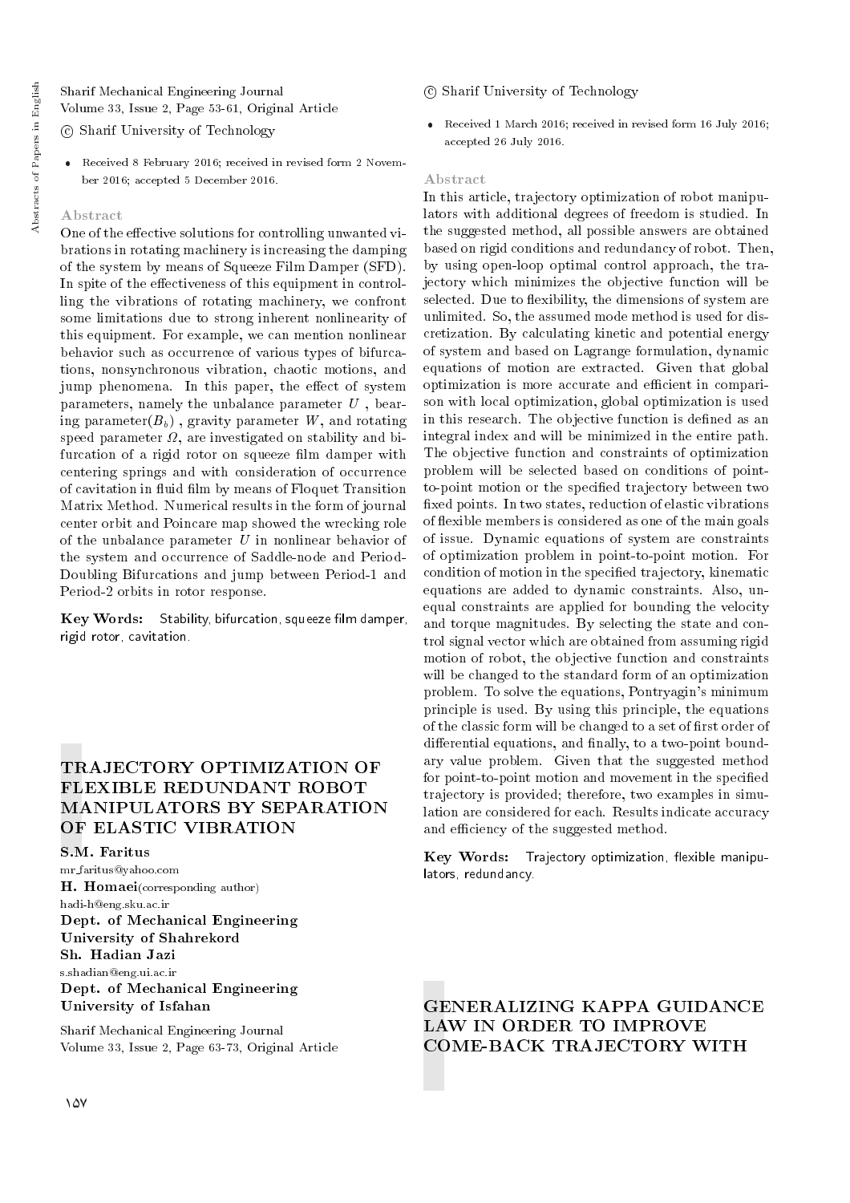© Sharif University of Technology

- Received 8 February 2016; received in revised form 2 November 2016; accepted 5 December 2016.

### Abstract

One of the effective solutions for controlling unwanted vibrations in rotating machinery is increasing the damping of the system by means of Squeeze Film Damper (SFD). In spite of the effectiveness of this equipment in controlling the vibrations of rotating machinery, we confront some limitations due to strong inherent nonlinearity of this equipment. For example, we can mention nonlinear behavior such as occurrence of various types of bifurcations, nonsynchronous vibration, chaotic motions, and jump phenomena. In this paper, the effect of system parameters, namely the unbalance parameter $U$ , bearing parameter($B_b$) , gravity parameter $W$, and rotating speed parameter $\Omega$, are investigated on stability and bifurcation of a rigid rotor on squeeze film damper with centering springs and with consideration of occurrence of cavitation in fluid film by means of Floquet Transition Matrix Method. Numerical results in the form of journal center orbit and Poincare map showed the wrecking role of the unbalance parameter $U$ in nonlinear behavior of the system and occurrence of Saddle-node and Period-Doubling Bifurcations and jump between Period-1 and Period-2 orbits in rotor response.

**Key Words:** Stability, bifurcation, squeeze film damper, rigid rotor, cavitation.

## TRAJECTORY OPTIMIZATION OF FLEXIBLE REDUNDANT ROBOT MANIPULATORS BY SEPARATION OF ELASTIC VIBRATION

**S.M. Faritus**
mr_faritus@yahoo.com
**H. Homaei**(corresponding author)
hadi-h@eng.sku.ac.ir
**Dept. of Mechanical Engineering**
**University of Shahrekord**
**Sh. Hadian Jazi**
s.shadian@eng.ui.ac.ir
**Dept. of Mechanical Engineering**
**University of Isfahan**

Sharif Mechanical Engineering Journal
Volume 33, Issue 2, Page 63-73, Original Article

© Sharif University of Technology

- Received 1 March 2016; received in revised form 16 July 2016; accepted 26 July 2016.

### Abstract

In this article, trajectory optimization of robot manipulators with additional degrees of freedom is studied. In the suggested method, all possible answers are obtained based on rigid conditions and redundancy of robot. Then, by using open-loop optimal control approach, the trajectory which minimizes the objective function will be selected. Due to flexibility, the dimensions of system are unlimited. So, the assumed mode method is used for discretization. By calculating kinetic and potential energy of system and based on Lagrange formulation, dynamic equations of motion are extracted. Given that global optimization is more accurate and efficient in comparison with local optimization, global optimization is used in this research. The objective function is defined as an integral index and will be minimized in the entire path. The objective function and constraints of optimization problem will be selected based on conditions of point-to-point motion or the specified trajectory between two fixed points. In two states, reduction of elastic vibrations of flexible members is considered as one of the main goals of issue. Dynamic equations of system are constraints of optimization problem in point-to-point motion. For condition of motion in the specified trajectory, kinematic equations are added to dynamic constraints. Also, unequal constraints are applied for bounding the velocity and torque magnitudes. By selecting the state and control signal vector which are obtained from assuming rigid motion of robot, the objective function and constraints will be changed to the standard form of an optimization problem. To solve the equations, Pontryagin's minimum principle is used. By using this principle, the equations of the classic form will be changed to a set of first order of differential equations, and finally, to a two-point boundary value problem. Given that the suggested method for point-to-point motion and movement in the specified trajectory is provided; therefore, two examples in simulation are considered for each. Results indicate accuracy and efficiency of the suggested method.

**Key Words:** Trajectory optimization, flexible manipulators, redundancy.

## GENERALIZING KAPPA GUIDANCE LAW IN ORDER TO IMPROVE COME-BACK TRAJECTORY WITH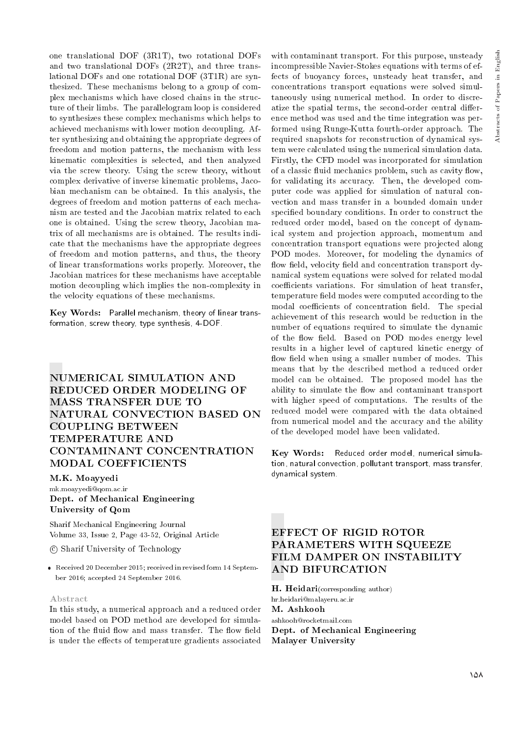one translational DOF (3R1T), two rotational DOFs and two translational DOFs (2R2T), and three translational DOFs and one rotational DOF (3T1R) are synthesized. These mechanisms belong to a group of complex mechanisms which have closed chains in the structure of their limbs. The parallelogram loop is considered to synthesizes these complex mechanisms which helps to achieved mechanisms with lower motion decoupling. After synthesizing and obtaining the appropriate degrees of freedom and motion patterns, the mechanism with less kinematic complexities is selected, and then analyzed via the screw theory. Using the screw theory, without complex derivative of inverse kinematic problems, Jacobian mechanism can be obtained. In this analysis, the degrees of freedom and motion patterns of each mechanism are tested and the Jacobian matrix related to each one is obtained. Using the screw theory, Jacobian matrix of all mechanisms are is obtained. The results indicate that the mechanisms have the appropriate degrees of freedom and motion patterns, and thus, the theory of linear transformations works properly. Moreover, the Jacobian matrices for these mechanisms have acceptable motion decoupling which implies the non-complexity in the velocity equations of these mechanisms.

**Key Words:** Parallel mechanism, theory of linear transformation, screw theory, type synthesis, 4-DOF.

## NUMERICAL SIMULATION AND REDUCED ORDER MODELING OF MASS TRANSFER DUE TO NATURAL CONVECTION BASED ON COUPLING BETWEEN TEMPERATURE AND CONTAMINANT CONCENTRATION MODAL COEFFICIENTS

**M.K. Moayyedi**
mk.moayyedi@qom.ac.ir
**Dept. of Mechanical Engineering**
**University of Qom**

Sharif Mechanical Engineering Journal
Volume 33, Issue 2, Page 43-52, Original Article

© Sharif University of Technology

- Received 20 December 2015; received in revised form 14 September 2016; accepted 24 September 2016.

### Abstract

In this study, a numerical approach and a reduced order model based on POD method are developed for simulation of the fluid flow and mass transfer. The flow field is under the effects of temperature gradients associated with contaminant transport. For this purpose, unsteady incompressible Navier-Stokes equations with terms of effects of buoyancy forces, unsteady heat transfer, and concentrations transport equations were solved simultaneously using numerical method. In order to discreatize the spatial terms, the second-order central difference method was used and the time integration was performed using Runge-Kutta fourth-order approach. The required snapshots for reconstruction of dynamical system were calculated using the numerical simulation data. Firstly, the CFD model was incorporated for simulation of a classic fluid mechanics problem, such as cavity flow, for validating its accuracy. Then, the developed computer code was applied for simulation of natural convection and mass transfer in a bounded domain under specified boundary conditions. In order to construct the reduced order model, based on the concept of dynamical system and projection approach, momentum and concentration transport equations were projected along POD modes. Moreover, for modeling the dynamics of flow field, velocity field and concentration transport dynamical system equations were solved for related modal coefficients variations. For simulation of heat transfer, temperature field modes were computed according to the modal coefficients of concentration field. The special achievement of this research would be reduction in the number of equations required to simulate the dynamic of the flow field. Based on POD modes energy level results in a higher level of captured kinetic energy of flow field when using a smaller number of modes. This means that by the described method a reduced order model can be obtained. The proposed model has the ability to simulate the flow and contaminant transport with higher speed of computations. The results of the reduced model were compared with the data obtained from numerical model and the accuracy and the ability of the developed model have been validated.

**Key Words:** Reduced order model, numerical simulation, natural convection, pollutant transport, mass transfer, dynamical system.

## EFFECT OF RIGID ROTOR PARAMETERS WITH SQUEEZE FILM DAMPER ON INSTABILITY AND BIFURCATION

**H. Heidari**(corresponding author)
hr.heidari@malayeru.ac.ir
**M. Ashkooh**
ashkooh@rocketmail.com
**Dept. of Mechanical Engineering**
**Malayer University**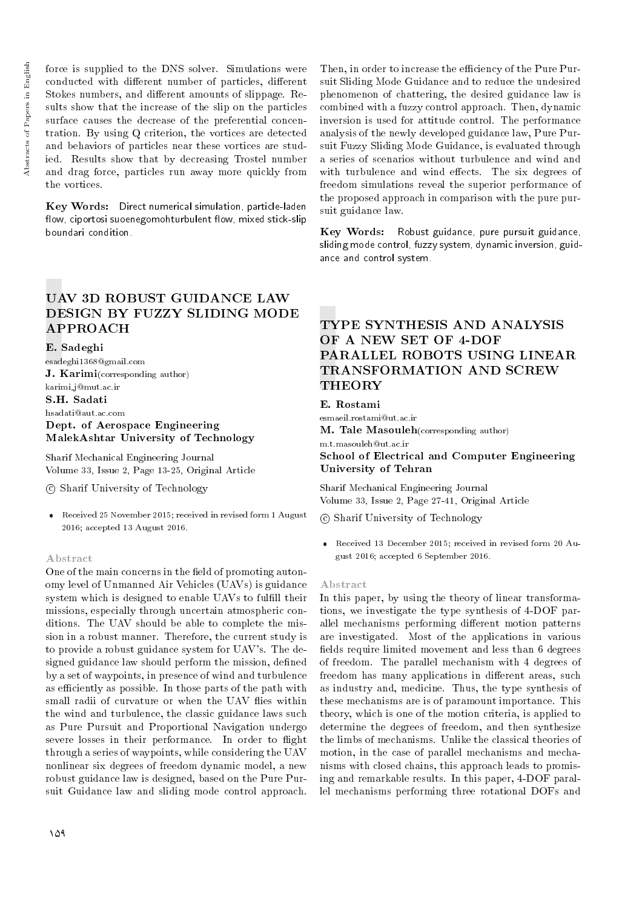force is supplied to the DNS solver. Simulations were conducted with different number of particles, different Stokes numbers, and different amounts of slippage. Results show that the increase of the slip on the particles surface causes the decrease of the preferential concentration. By using Q criterion, the vortices are detected and behaviors of particles near these vortices are studied. Results show that by decreasing Trostel number and drag force, particles run away more quickly from the vortices.

**Key Words:** Direct numerical simulation, particle-laden flow, ciportosi suoenegomohturbulent flow, mixed stick-slip boundari condition.

## UAV 3D ROBUST GUIDANCE LAW DESIGN BY FUZZY SLIDING MODE APPROACH

**E. Sadeghi**
esadeghi1368@gmail.com
**J. Karimi**(corresponding author)
karimi_j@mut.ac.ir
**S.H. Sadati**
hsadati@aut.ac.com
**Dept. of Aerospace Engineering**
**MalekAshtar University of Technology**

Sharif Mechanical Engineering Journal
Volume 33, Issue 2, Page 13-25, Original Article

© Sharif University of Technology

- Received 25 November 2015; received in revised form 1 August 2016; accepted 13 August 2016.

### Abstract

One of the main concerns in the field of promoting autonomy level of Unmanned Air Vehicles (UAVs) is guidance system which is designed to enable UAVs to fulfill their missions, especially through uncertain atmospheric conditions. The UAV should be able to complete the mission in a robust manner. Therefore, the current study is to provide a robust guidance system for UAV's. The designed guidance law should perform the mission, defined by a set of waypoints, in presence of wind and turbulence as efficiently as possible. In those parts of the path with small radii of curvature or when the UAV flies within the wind and turbulence, the classic guidance laws such as Pure Pursuit and Proportional Navigation undergo severe losses in their performance. In order to flight through a series of waypoints, while considering the UAV nonlinear six degrees of freedom dynamic model, a new robust guidance law is designed, based on the Pure Pursuit Guidance law and sliding mode control approach. Then, in order to increase the efficiency of the Pure Pursuit Sliding Mode Guidance and to reduce the undesired phenomenon of chattering, the desired guidance law is combined with a fuzzy control approach. Then, dynamic inversion is used for attitude control. The performance analysis of the newly developed guidance law, Pure Pursuit Fuzzy Sliding Mode Guidance, is evaluated through a series of scenarios without turbulence and wind and with turbulence and wind effects. The six degrees of freedom simulations reveal the superior performance of the proposed approach in comparison with the pure pursuit guidance law.

**Key Words:** Robust guidance, pure pursuit guidance, sliding mode control, fuzzy system, dynamic inversion, guidance and control system.

## TYPE SYNTHESIS AND ANALYSIS OF A NEW SET OF 4-DOF PARALLEL ROBOTS USING LINEAR TRANSFORMATION AND SCREW THEORY

**E. Rostami**
esmaeil.rostami@ut.ac.ir
**M. Tale Masouleh**(corresponding author)
m.t.masouleh@ut.ac.ir
**School of Electrical and Computer Engineering**
**University of Tehran**

Sharif Mechanical Engineering Journal
Volume 33, Issue 2, Page 27-41, Original Article

© Sharif University of Technology

- Received 13 December 2015; received in revised form 20 August 2016; accepted 6 September 2016.

### Abstract

In this paper, by using the theory of linear transformations, we investigate the type synthesis of 4-DOF parallel mechanisms performing different motion patterns are investigated. Most of the applications in various fields require limited movement and less than 6 degrees of freedom. The parallel mechanism with 4 degrees of freedom has many applications in different areas, such as industry and, medicine. Thus, the type synthesis of these mechanisms are is of paramount importance. This theory, which is one of the motion criteria, is applied to determine the degrees of freedom, and then synthesize the limbs of mechanisms. Unlike the classical theories of motion, in the case of parallel mechanisms and mechanisms with closed chains, this approach leads to promising and remarkable results. In this paper, 4-DOF parallel mechanisms performing three rotational DOFs and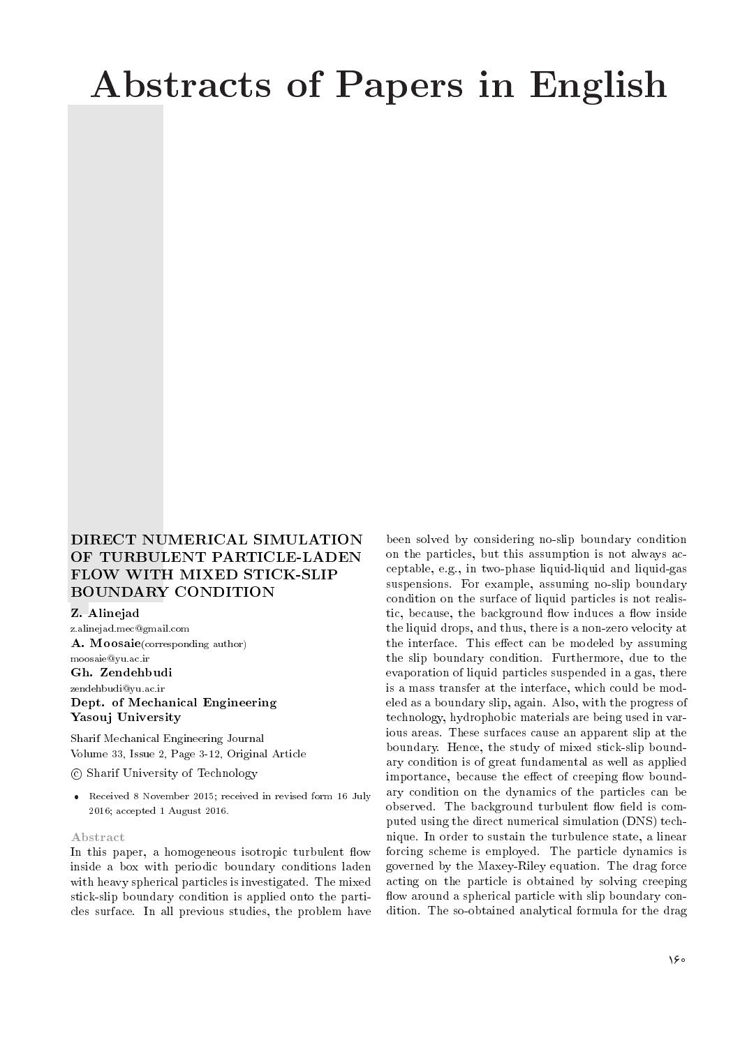# Abstracts of Papers in English

## DIRECT NUMERICAL SIMULATION OF TURBULENT PARTICLE-LADEN FLOW WITH MIXED STICK-SLIP BOUNDARY CONDITION

**Z. Alinejad**
z.alinejad.mec@gmail.com
**A. Moosaie**(corresponding author)
moosaie@yu.ac.ir
**Gh. Zendehbudi**
zendehbudi@yu.ac.ir
**Dept. of Mechanical Engineering**
**Yasouj University**

Sharif Mechanical Engineering Journal
Volume 33, Issue 2, Page 3-12, Original Article

© Sharif University of Technology

- Received 8 November 2015; received in revised form 16 July 2016; accepted 1 August 2016.

### Abstract

In this paper, a homogeneous isotropic turbulent flow inside a box with periodic boundary conditions laden with heavy spherical particles is investigated. The mixed stick-slip boundary condition is applied onto the particles surface. In all previous studies, the problem have been solved by considering no-slip boundary condition on the particles, but this assumption is not always acceptable, e.g., in two-phase liquid-liquid and liquid-gas suspensions. For example, assuming no-slip boundary condition on the surface of liquid particles is not realistic, because, the background flow induces a flow inside the liquid drops, and thus, there is a non-zero velocity at the interface. This effect can be modeled by assuming the slip boundary condition. Furthermore, due to the evaporation of liquid particles suspended in a gas, there is a mass transfer at the interface, which could be modeled as a boundary slip, again. Also, with the progress of technology, hydrophobic materials are being used in various areas. These surfaces cause an apparent slip at the boundary. Hence, the study of mixed stick-slip boundary condition is of great fundamental as well as applied importance, because the effect of creeping flow boundary condition on the dynamics of the particles can be observed. The background turbulent flow field is computed using the direct numerical simulation (DNS) technique. In order to sustain the turbulence state, a linear forcing scheme is employed. The particle dynamics is governed by the Maxey-Riley equation. The drag force acting on the particle is obtained by solving creeping flow around a spherical particle with slip boundary condition. The so-obtained analytical formula for the drag